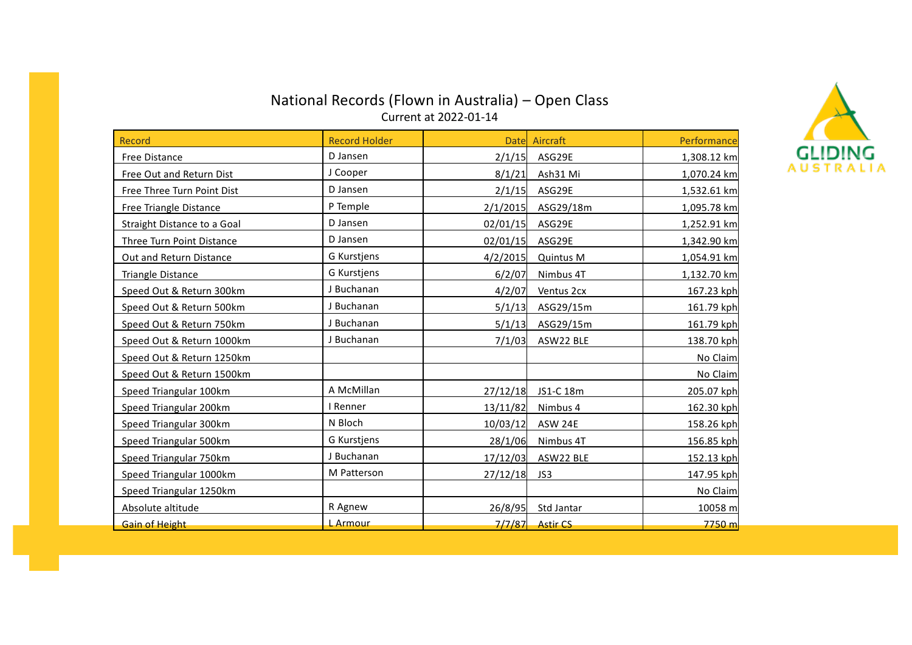# National Records (Flown in Australia) – Open Class

Current at 2022-01-14

| Record | Record Holder | Date | Aircraft | Performance |
|---|---|---|---|---|
| Free Distance | D Jansen | 2/1/15 | ASG29E | 1,308.12 km |
| Free Out and Return Dist | J Cooper | 8/1/21 | Ash31 Mi | 1,070.24 km |
| Free Three Turn Point Dist | D Jansen | 2/1/15 | ASG29E | 1,532.61 km |
| Free Triangle Distance | P Temple | 2/1/2015 | ASG29/18m | 1,095.78 km |
| Straight Distance to a Goal | D Jansen | 02/01/15 | ASG29E | 1,252.91 km |
| Three Turn Point Distance | D Jansen | 02/01/15 | ASG29E | 1,342.90 km |
| Out and Return Distance | G Kurstjens | 4/2/2015 | Quintus M | 1,054.91 km |
| Triangle Distance | G Kurstjens | 6/2/07 | Nimbus 4T | 1,132.70 km |
| Speed Out & Return 300km | J Buchanan | 4/2/07 | Ventus 2cx | 167.23 kph |
| Speed Out & Return 500km | J Buchanan | 5/1/13 | ASG29/15m | 161.79 kph |
| Speed Out & Return 750km | J Buchanan | 5/1/13 | ASG29/15m | 161.79 kph |
| Speed Out & Return 1000km | J Buchanan | 7/1/03 | ASW22 BLE | 138.70 kph |
| Speed Out & Return 1250km | | | | No Claim |
| Speed Out & Return 1500km | | | | No Claim |
| Speed Triangular 100km | A McMillan | 27/12/18 | JS1-C 18m | 205.07 kph |
| Speed Triangular 200km | I Renner | 13/11/82 | Nimbus 4 | 162.30 kph |
| Speed Triangular 300km | N Bloch | 10/03/12 | ASW 24E | 158.26 kph |
| Speed Triangular 500km | G Kurstjens | 28/1/06 | Nimbus 4T | 156.85 kph |
| Speed Triangular 750km | J Buchanan | 17/12/03 | ASW22 BLE | 152.13 kph |
| Speed Triangular 1000km | M Patterson | 27/12/18 | JS3 | 147.95 kph |
| Speed Triangular 1250km | | | | No Claim |
| Absolute altitude | R Agnew | 26/8/95 | Std Jantar | 10058 m |
| Gain of Height | L Armour | 7/7/87 | Astir CS | 7750 m |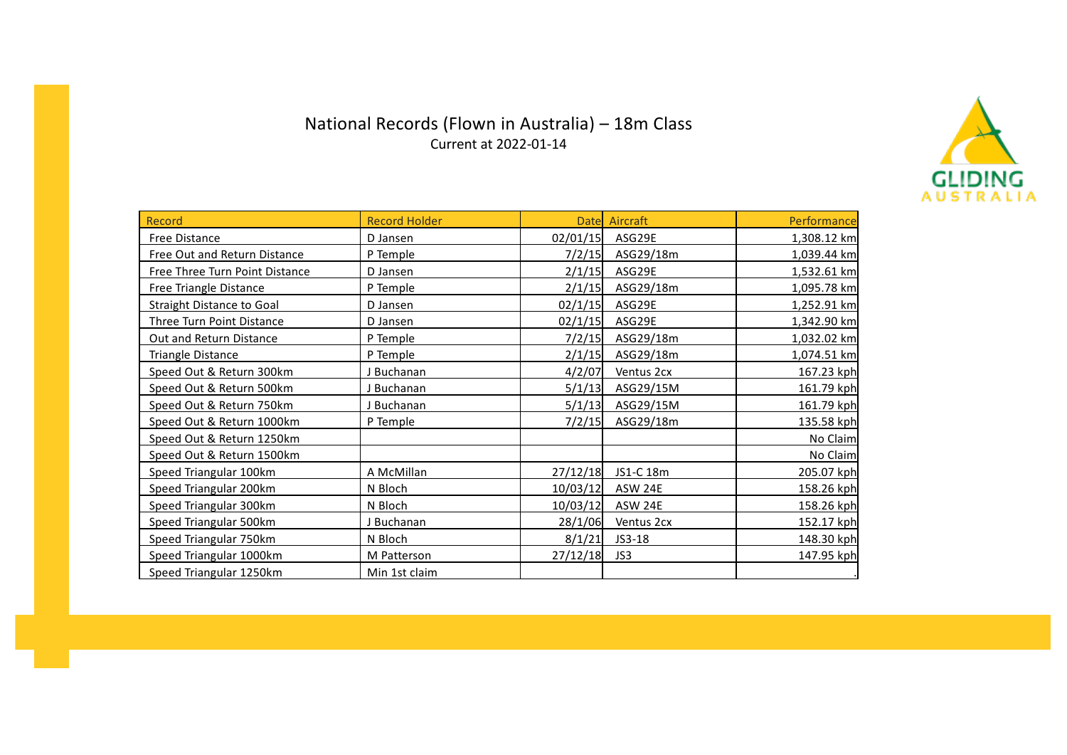# National Records (Flown in Australia) – 18m Class

Current at 2022-01-14

| Record | Record Holder | Date | Aircraft | Performance |
|---|---|---|---|---|
| Free Distance | D Jansen | 02/01/15 | ASG29E | 1,308.12 km |
| Free Out and Return Distance | P Temple | 7/2/15 | ASG29/18m | 1,039.44 km |
| Free Three Turn Point Distance | D Jansen | 2/1/15 | ASG29E | 1,532.61 km |
| Free Triangle Distance | P Temple | 2/1/15 | ASG29/18m | 1,095.78 km |
| Straight Distance to Goal | D Jansen | 02/1/15 | ASG29E | 1,252.91 km |
| Three Turn Point Distance | D Jansen | 02/1/15 | ASG29E | 1,342.90 km |
| Out and Return Distance | P Temple | 7/2/15 | ASG29/18m | 1,032.02 km |
| Triangle Distance | P Temple | 2/1/15 | ASG29/18m | 1,074.51 km |
| Speed Out & Return 300km | J Buchanan | 4/2/07 | Ventus 2cx | 167.23 kph |
| Speed Out & Return 500km | J Buchanan | 5/1/13 | ASG29/15M | 161.79 kph |
| Speed Out & Return 750km | J Buchanan | 5/1/13 | ASG29/15M | 161.79 kph |
| Speed Out & Return 1000km | P Temple | 7/2/15 | ASG29/18m | 135.58 kph |
| Speed Out & Return 1250km | | | | No Claim |
| Speed Out & Return 1500km | | | | No Claim |
| Speed Triangular 100km | A McMillan | 27/12/18 | JS1-C 18m | 205.07 kph |
| Speed Triangular 200km | N Bloch | 10/03/12 | ASW 24E | 158.26 kph |
| Speed Triangular 300km | N Bloch | 10/03/12 | ASW 24E | 158.26 kph |
| Speed Triangular 500km | J Buchanan | 28/1/06 | Ventus 2cx | 152.17 kph |
| Speed Triangular 750km | N Bloch | 8/1/21 | JS3-18 | 148.30 kph |
| Speed Triangular 1000km | M Patterson | 27/12/18 | JS3 | 147.95 kph |
| Speed Triangular 1250km | Min 1st claim | | | . |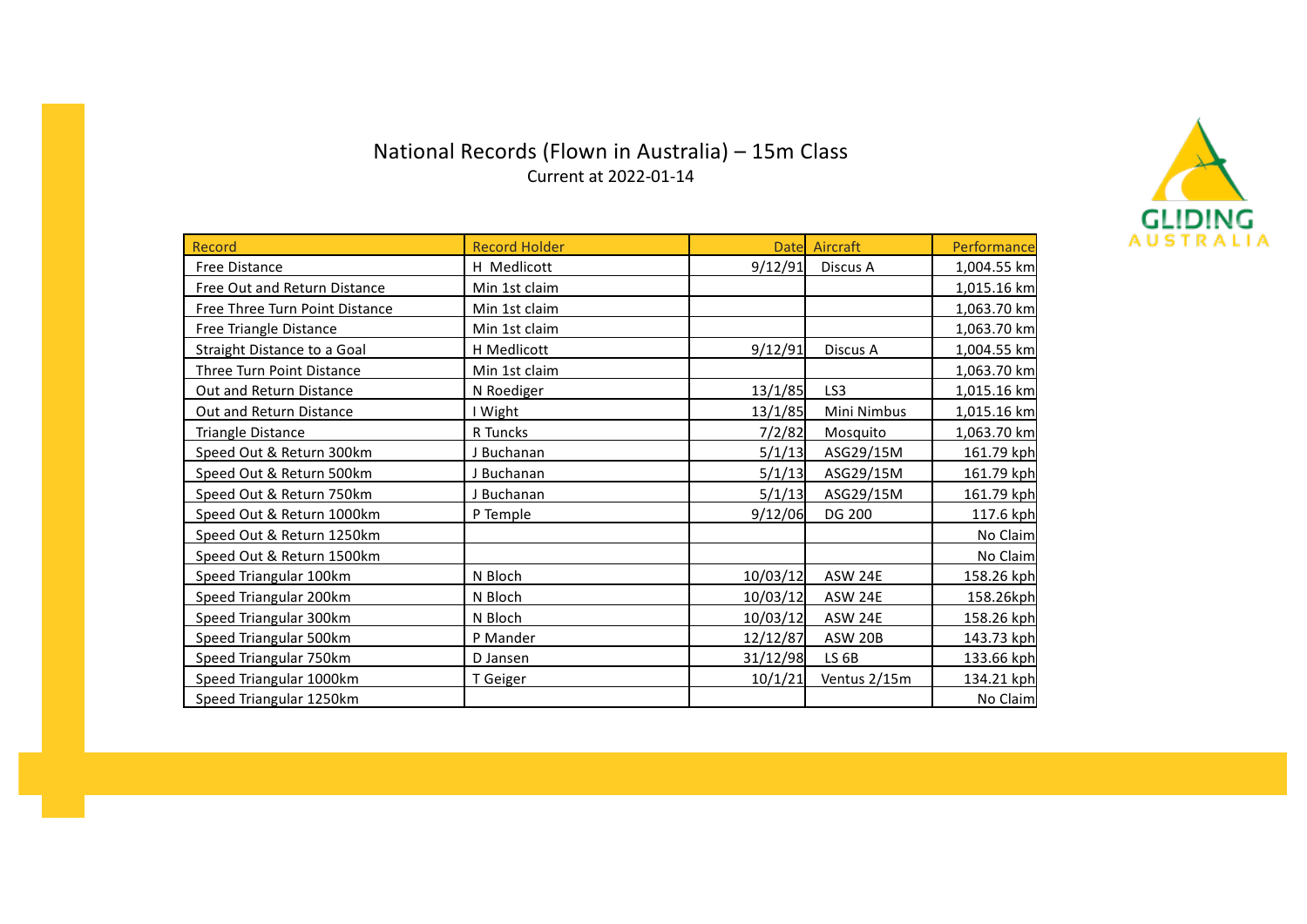# National Records (Flown in Australia) – 15m Class

Current at 2022-01-14

| Record | Record Holder | Date | Aircraft | Performance |
|---|---|---|---|---|
| Free Distance | H Medlicott | 9/12/91 | Discus A | 1,004.55 km |
| Free Out and Return Distance | Min 1st claim | | | 1,015.16 km |
| Free Three Turn Point Distance | Min 1st claim | | | 1,063.70 km |
| Free Triangle Distance | Min 1st claim | | | 1,063.70 km |
| Straight Distance to a Goal | H Medlicott | 9/12/91 | Discus A | 1,004.55 km |
| Three Turn Point Distance | Min 1st claim | | | 1,063.70 km |
| Out and Return Distance | N Roediger | 13/1/85 | LS3 | 1,015.16 km |
| Out and Return Distance | I Wight | 13/1/85 | Mini Nimbus | 1,015.16 km |
| Triangle Distance | R Tuncks | 7/2/82 | Mosquito | 1,063.70 km |
| Speed Out & Return 300km | J Buchanan | 5/1/13 | ASG29/15M | 161.79 kph |
| Speed Out & Return 500km | J Buchanan | 5/1/13 | ASG29/15M | 161.79 kph |
| Speed Out & Return 750km | J Buchanan | 5/1/13 | ASG29/15M | 161.79 kph |
| Speed Out & Return 1000km | P Temple | 9/12/06 | DG 200 | 117.6 kph |
| Speed Out & Return 1250km | | | | No Claim |
| Speed Out & Return 1500km | | | | No Claim |
| Speed Triangular 100km | N Bloch | 10/03/12 | ASW 24E | 158.26 kph |
| Speed Triangular 200km | N Bloch | 10/03/12 | ASW 24E | 158.26kph |
| Speed Triangular 300km | N Bloch | 10/03/12 | ASW 24E | 158.26 kph |
| Speed Triangular 500km | P Mander | 12/12/87 | ASW 20B | 143.73 kph |
| Speed Triangular 750km | D Jansen | 31/12/98 | LS 6B | 133.66 kph |
| Speed Triangular 1000km | T Geiger | 10/1/21 | Ventus 2/15m | 134.21 kph |
| Speed Triangular 1250km | | | | No Claim |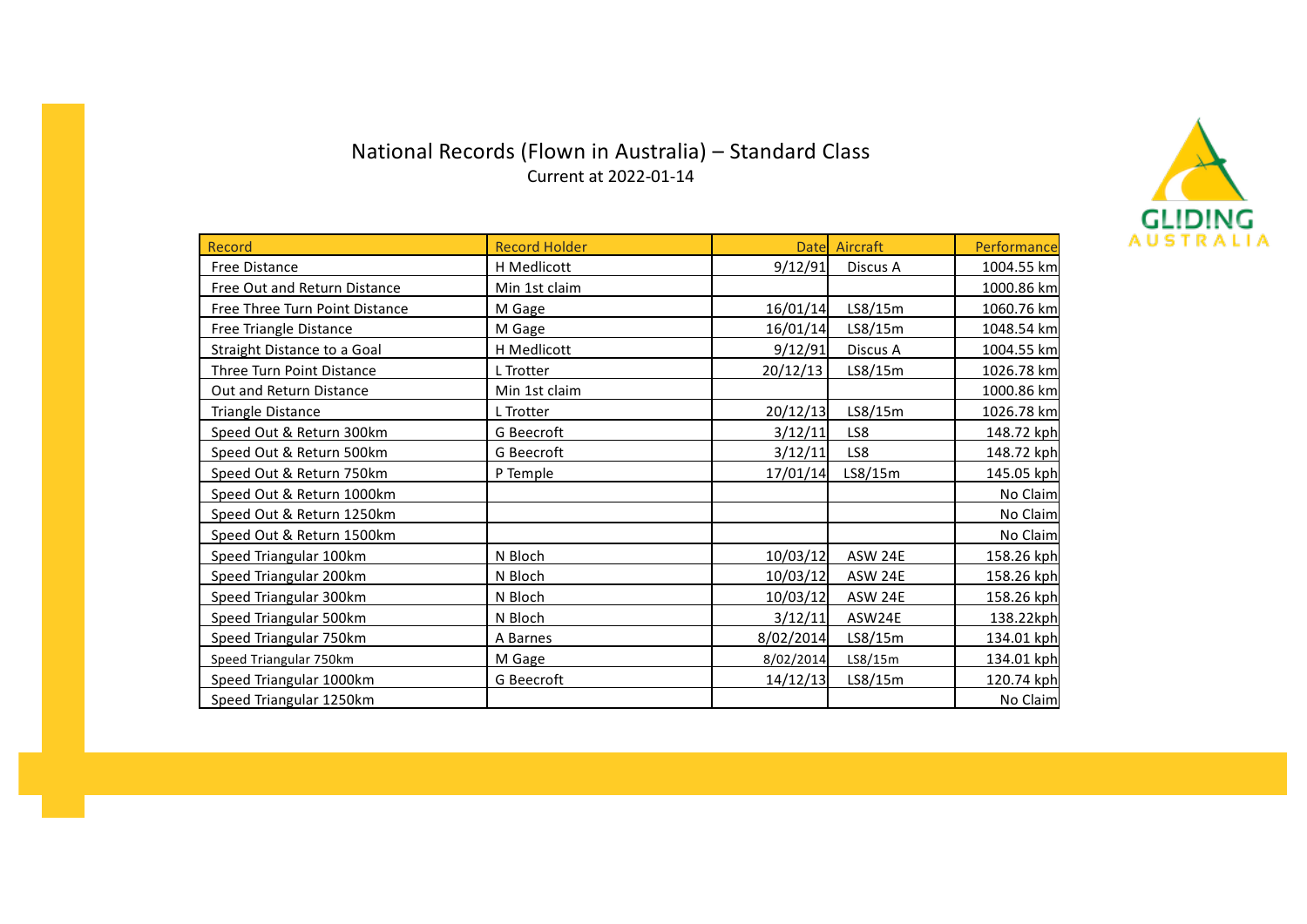# National Records (Flown in Australia) – Standard Class

Current at 2022-01-14

GLIDING AUSTRALIA

| Record | Record Holder | Date | Aircraft | Performance |
|---|---|---|---|---|
| Free Distance | H Medlicott | 9/12/91 | Discus A | 1004.55 km |
| Free Out and Return Distance | Min 1st claim | | | 1000.86 km |
| Free Three Turn Point Distance | M Gage | 16/01/14 | LS8/15m | 1060.76 km |
| Free Triangle Distance | M Gage | 16/01/14 | LS8/15m | 1048.54 km |
| Straight Distance to a Goal | H Medlicott | 9/12/91 | Discus A | 1004.55 km |
| Three Turn Point Distance | L Trotter | 20/12/13 | LS8/15m | 1026.78 km |
| Out and Return Distance | Min 1st claim | | | 1000.86 km |
| Triangle Distance | L Trotter | 20/12/13 | LS8/15m | 1026.78 km |
| Speed Out & Return 300km | G Beecroft | 3/12/11 | LS8 | 148.72 kph |
| Speed Out & Return 500km | G Beecroft | 3/12/11 | LS8 | 148.72 kph |
| Speed Out & Return 750km | P Temple | 17/01/14 | LS8/15m | 145.05 kph |
| Speed Out & Return 1000km | | | | No Claim |
| Speed Out & Return 1250km | | | | No Claim |
| Speed Out & Return 1500km | | | | No Claim |
| Speed Triangular 100km | N Bloch | 10/03/12 | ASW 24E | 158.26 kph |
| Speed Triangular 200km | N Bloch | 10/03/12 | ASW 24E | 158.26 kph |
| Speed Triangular 300km | N Bloch | 10/03/12 | ASW 24E | 158.26 kph |
| Speed Triangular 500km | N Bloch | 3/12/11 | ASW24E | 138.22kph |
| Speed Triangular 750km | A Barnes | 8/02/2014 | LS8/15m | 134.01 kph |
| Speed Triangular 750km | M Gage | 8/02/2014 | LS8/15m | 134.01 kph |
| Speed Triangular 1000km | G Beecroft | 14/12/13 | LS8/15m | 120.74 kph |
| Speed Triangular 1250km | | | | No Claim |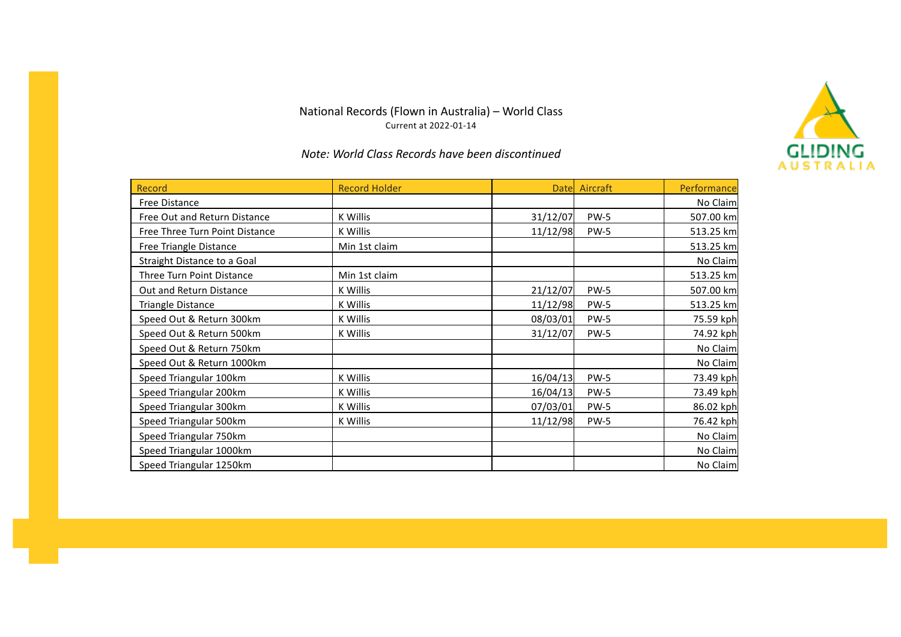# National Records (Flown in Australia) – World Class

Current at 2022-01-14

*Note: World Class Records have been discontinued*

| Record | Record Holder | Date | Aircraft | Performance |
|---|---|---|---|---|
| Free Distance | | | | No Claim |
| Free Out and Return Distance | K Willis | 31/12/07 | PW-5 | 507.00 km |
| Free Three Turn Point Distance | K Willis | 11/12/98 | PW-5 | 513.25 km |
| Free Triangle Distance | Min 1st claim | | | 513.25 km |
| Straight Distance to a Goal | | | | No Claim |
| Three Turn Point Distance | Min 1st claim | | | 513.25 km |
| Out and Return Distance | K Willis | 21/12/07 | PW-5 | 507.00 km |
| Triangle Distance | K Willis | 11/12/98 | PW-5 | 513.25 km |
| Speed Out & Return 300km | K Willis | 08/03/01 | PW-5 | 75.59 kph |
| Speed Out & Return 500km | K Willis | 31/12/07 | PW-5 | 74.92 kph |
| Speed Out & Return 750km | | | | No Claim |
| Speed Out & Return 1000km | | | | No Claim |
| Speed Triangular 100km | K Willis | 16/04/13 | PW-5 | 73.49 kph |
| Speed Triangular 200km | K Willis | 16/04/13 | PW-5 | 73.49 kph |
| Speed Triangular 300km | K Willis | 07/03/01 | PW-5 | 86.02 kph |
| Speed Triangular 500km | K Willis | 11/12/98 | PW-5 | 76.42 kph |
| Speed Triangular 750km | | | | No Claim |
| Speed Triangular 1000km | | | | No Claim |
| Speed Triangular 1250km | | | | No Claim |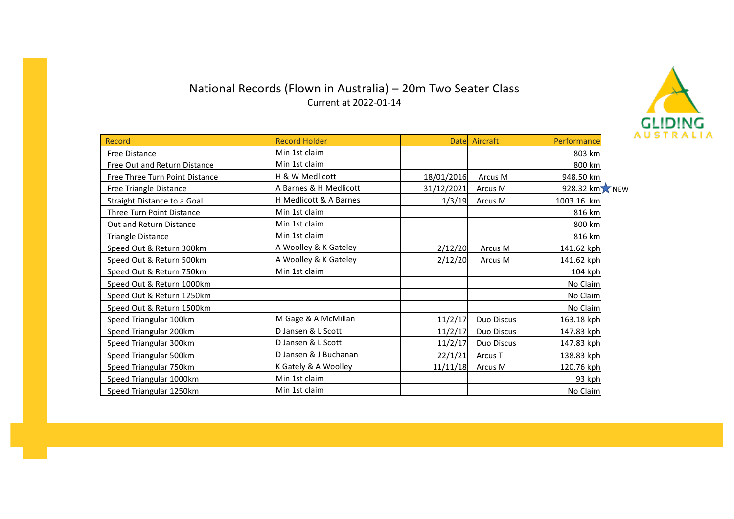# National Records (Flown in Australia) – 20m Two Seater Class

Current at 2022-01-14

| Record | Record Holder | Date | Aircraft | Performance |
|---|---|---|---|---|
| Free Distance | Min 1st claim | | | 803 km |
| Free Out and Return Distance | Min 1st claim | | | 800 km |
| Free Three Turn Point Distance | H & W Medlicott | 18/01/2016 | Arcus M | 948.50 km |
| Free Triangle Distance | A Barnes & H Medlicott | 31/12/2021 | Arcus M | 928.32 km NEW |
| Straight Distance to a Goal | H Medlicott & A Barnes | 1/3/19 | Arcus M | 1003.16 km |
| Three Turn Point Distance | Min 1st claim | | | 816 km |
| Out and Return Distance | Min 1st claim | | | 800 km |
| Triangle Distance | Min 1st claim | | | 816 km |
| Speed Out & Return 300km | A Woolley & K Gateley | 2/12/20 | Arcus M | 141.62 kph |
| Speed Out & Return 500km | A Woolley & K Gateley | 2/12/20 | Arcus M | 141.62 kph |
| Speed Out & Return 750km | Min 1st claim | | | 104 kph |
| Speed Out & Return 1000km | | | | No Claim |
| Speed Out & Return 1250km | | | | No Claim |
| Speed Out & Return 1500km | | | | No Claim |
| Speed Triangular 100km | M Gage & A McMillan | 11/2/17 | Duo Discus | 163.18 kph |
| Speed Triangular 200km | D Jansen & L Scott | 11/2/17 | Duo Discus | 147.83 kph |
| Speed Triangular 300km | D Jansen & L Scott | 11/2/17 | Duo Discus | 147.83 kph |
| Speed Triangular 500km | D Jansen & J Buchanan | 22/1/21 | Arcus T | 138.83 kph |
| Speed Triangular 750km | K Gately & A Woolley | 11/11/18 | Arcus M | 120.76 kph |
| Speed Triangular 1000km | Min 1st claim | | | 93 kph |
| Speed Triangular 1250km | Min 1st claim | | | No Claim |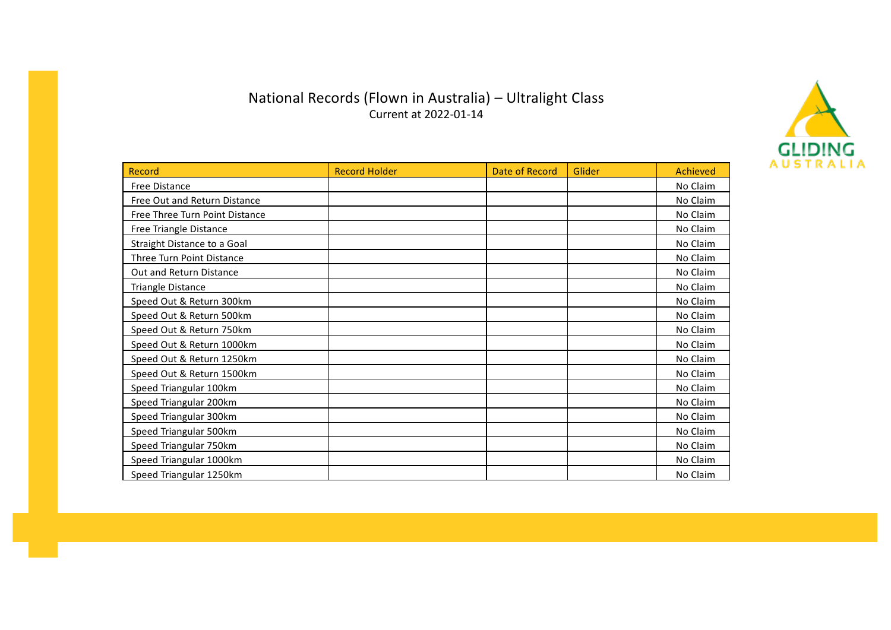# National Records (Flown in Australia) – Ultralight Class

Current at 2022-01-14

GLIDING AUSTRALIA

| Record | Record Holder | Date of Record | Glider | Achieved |
|---|---|---|---|---|
| Free Distance | | | | No Claim |
| Free Out and Return Distance | | | | No Claim |
| Free Three Turn Point Distance | | | | No Claim |
| Free Triangle Distance | | | | No Claim |
| Straight Distance to a Goal | | | | No Claim |
| Three Turn Point Distance | | | | No Claim |
| Out and Return Distance | | | | No Claim |
| Triangle Distance | | | | No Claim |
| Speed Out & Return 300km | | | | No Claim |
| Speed Out & Return 500km | | | | No Claim |
| Speed Out & Return 750km | | | | No Claim |
| Speed Out & Return 1000km | | | | No Claim |
| Speed Out & Return 1250km | | | | No Claim |
| Speed Out & Return 1500km | | | | No Claim |
| Speed Triangular 100km | | | | No Claim |
| Speed Triangular 200km | | | | No Claim |
| Speed Triangular 300km | | | | No Claim |
| Speed Triangular 500km | | | | No Claim |
| Speed Triangular 750km | | | | No Claim |
| Speed Triangular 1000km | | | | No Claim |
| Speed Triangular 1250km | | | | No Claim |